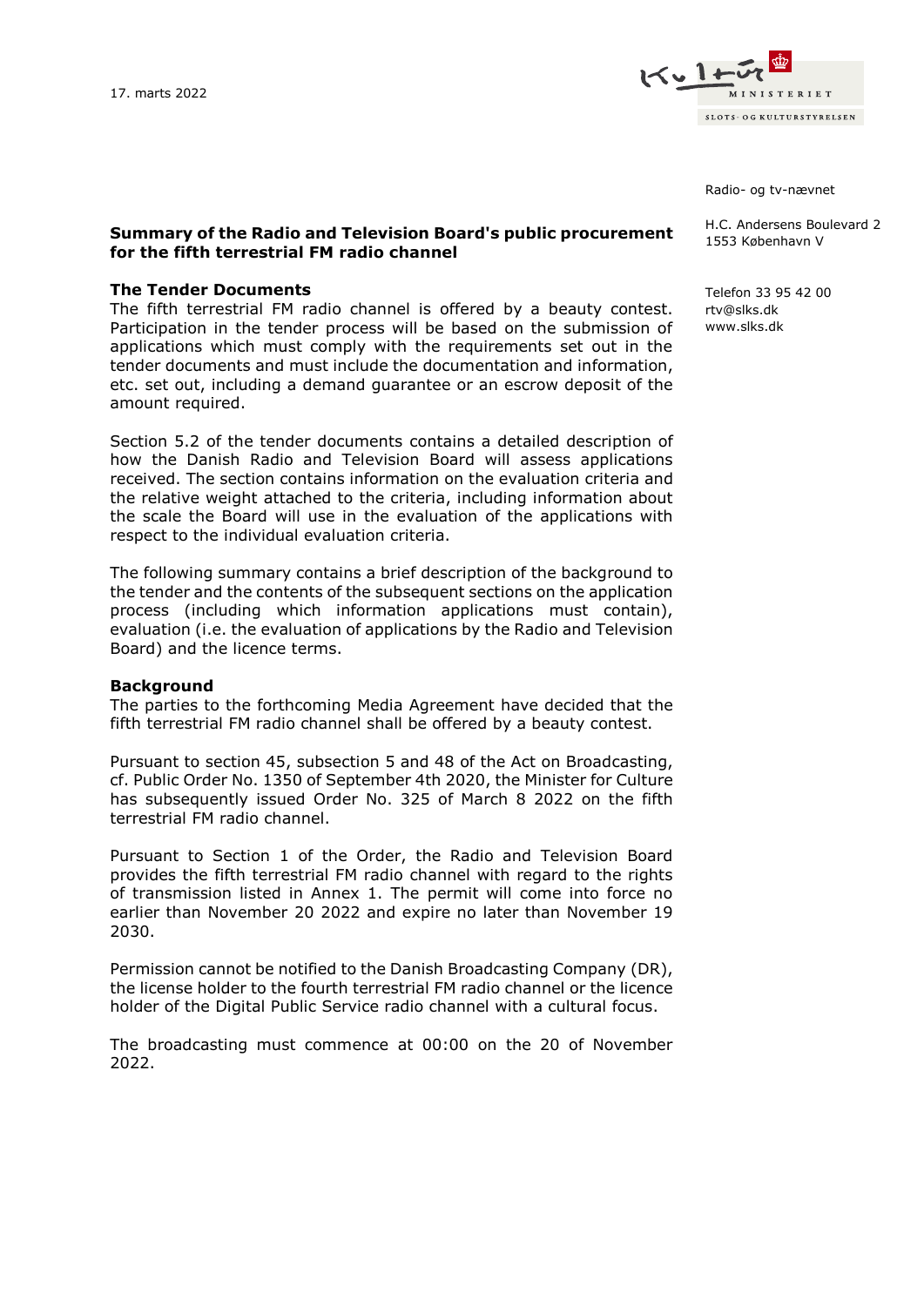17. marts 2022

Radio- og tv-nævnet

H.C. Andersens Boulevard 2
1553 København V

Telefon 33 95 42 00
rtv@slks.dk
www.slks.dk

**Summary of the Radio and Television Board's public procurement for the fifth terrestrial FM radio channel**

**The Tender Documents**

The fifth terrestrial FM radio channel is offered by a beauty contest. Participation in the tender process will be based on the submission of applications which must comply with the requirements set out in the tender documents and must include the documentation and information, etc. set out, including a demand guarantee or an escrow deposit of the amount required.

Section 5.2 of the tender documents contains a detailed description of how the Danish Radio and Television Board will assess applications received. The section contains information on the evaluation criteria and the relative weight attached to the criteria, including information about the scale the Board will use in the evaluation of the applications with respect to the individual evaluation criteria.

The following summary contains a brief description of the background to the tender and the contents of the subsequent sections on the application process (including which information applications must contain), evaluation (i.e. the evaluation of applications by the Radio and Television Board) and the licence terms.

**Background**

The parties to the forthcoming Media Agreement have decided that the fifth terrestrial FM radio channel shall be offered by a beauty contest.

Pursuant to section 45, subsection 5 and 48 of the Act on Broadcasting, cf. Public Order No. 1350 of September 4th 2020, the Minister for Culture has subsequently issued Order No. 325 of March 8 2022 on the fifth terrestrial FM radio channel.

Pursuant to Section 1 of the Order, the Radio and Television Board provides the fifth terrestrial FM radio channel with regard to the rights of transmission listed in Annex 1. The permit will come into force no earlier than November 20 2022 and expire no later than November 19 2030.

Permission cannot be notified to the Danish Broadcasting Company (DR), the license holder to the fourth terrestrial FM radio channel or the licence holder of the Digital Public Service radio channel with a cultural focus.

The broadcasting must commence at 00:00 on the 20 of November 2022.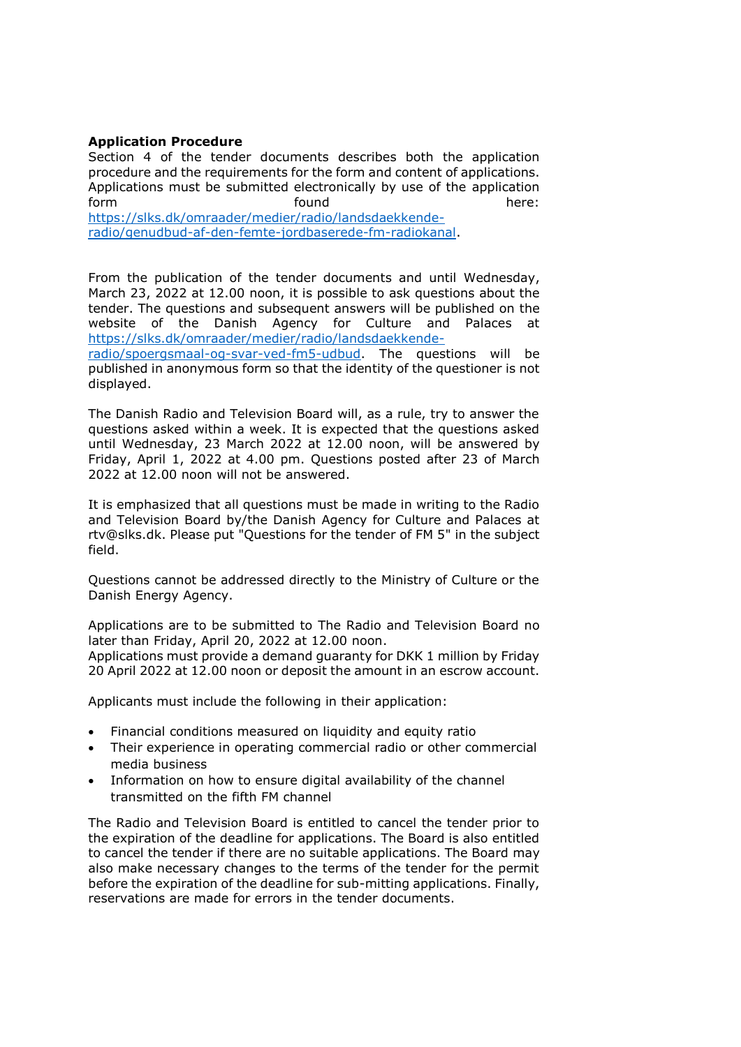**Application Procedure**

Section 4 of the tender documents describes both the application procedure and the requirements for the form and content of applications. Applications must be submitted electronically by use of the application form found here: [https://slks.dk/omraader/medier/radio/landsdaekkende-radio/genudbud-af-den-femte-jordbaserede-fm-radiokanal](https://slks.dk/omraader/medier/radio/landsdaekkende-radio/genudbud-af-den-femte-jordbaserede-fm-radiokanal).

From the publication of the tender documents and until Wednesday, March 23, 2022 at 12.00 noon, it is possible to ask questions about the tender. The questions and subsequent answers will be published on the website of the Danish Agency for Culture and Palaces at [https://slks.dk/omraader/medier/radio/landsdaekkende-radio/spoergsmaal-og-svar-ved-fm5-udbud](https://slks.dk/omraader/medier/radio/landsdaekkende-radio/spoergsmaal-og-svar-ved-fm5-udbud). The questions will be published in anonymous form so that the identity of the questioner is not displayed.

The Danish Radio and Television Board will, as a rule, try to answer the questions asked within a week. It is expected that the questions asked until Wednesday, 23 March 2022 at 12.00 noon, will be answered by Friday, April 1, 2022 at 4.00 pm. Questions posted after 23 of March 2022 at 12.00 noon will not be answered.

It is emphasized that all questions must be made in writing to the Radio and Television Board by/the Danish Agency for Culture and Palaces at rtv@slks.dk. Please put "Questions for the tender of FM 5" in the subject field.

Questions cannot be addressed directly to the Ministry of Culture or the Danish Energy Agency.

Applications are to be submitted to The Radio and Television Board no later than Friday, April 20, 2022 at 12.00 noon.
Applications must provide a demand guaranty for DKK 1 million by Friday 20 April 2022 at 12.00 noon or deposit the amount in an escrow account.

Applicants must include the following in their application:

- Financial conditions measured on liquidity and equity ratio
- Their experience in operating commercial radio or other commercial media business
- Information on how to ensure digital availability of the channel transmitted on the fifth FM channel

The Radio and Television Board is entitled to cancel the tender prior to the expiration of the deadline for applications. The Board is also entitled to cancel the tender if there are no suitable applications. The Board may also make necessary changes to the terms of the tender for the permit before the expiration of the deadline for sub-mitting applications. Finally, reservations are made for errors in the tender documents.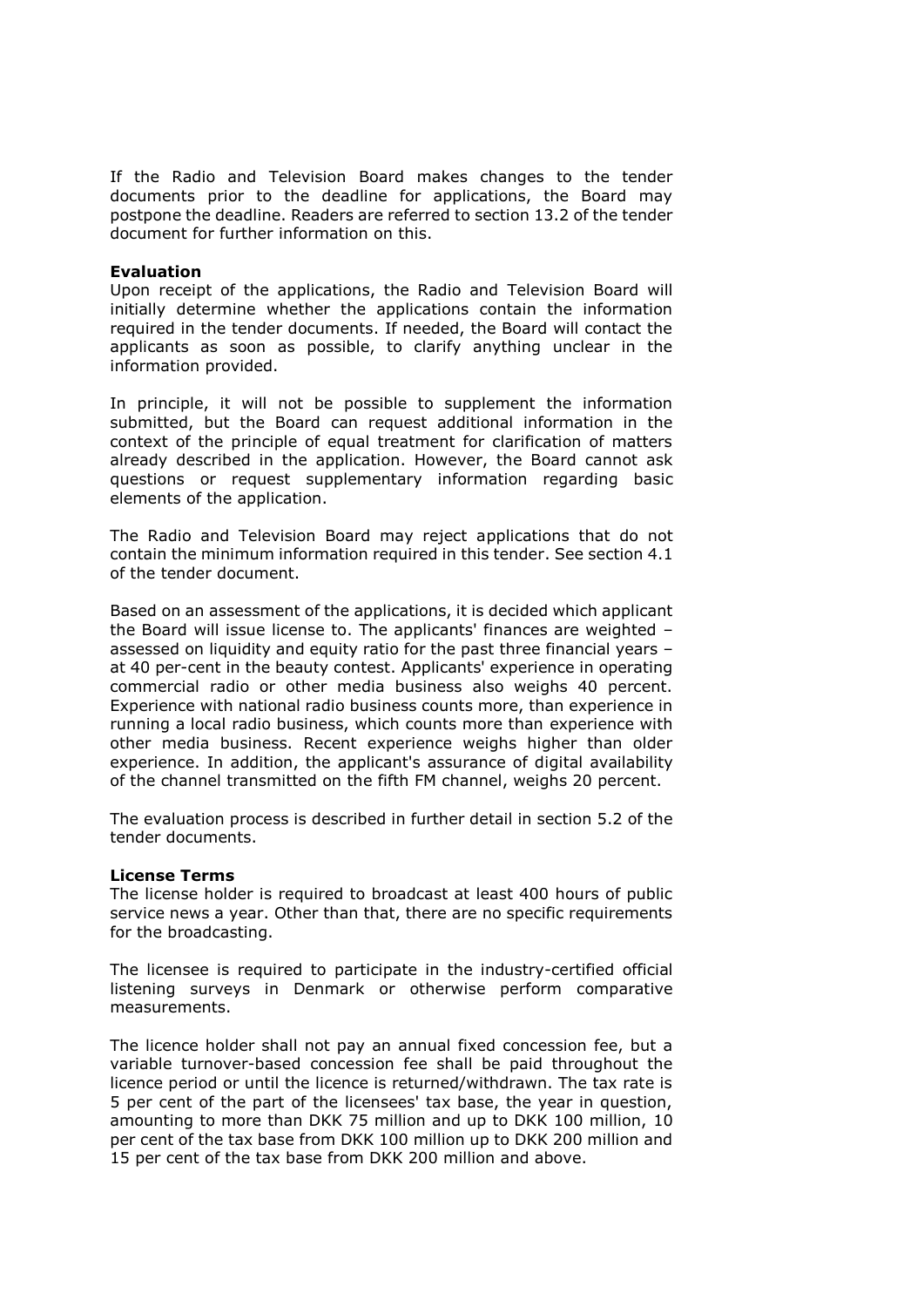If the Radio and Television Board makes changes to the tender documents prior to the deadline for applications, the Board may postpone the deadline. Readers are referred to section 13.2 of the tender document for further information on this.

**Evaluation**

Upon receipt of the applications, the Radio and Television Board will initially determine whether the applications contain the information required in the tender documents. If needed, the Board will contact the applicants as soon as possible, to clarify anything unclear in the information provided.

In principle, it will not be possible to supplement the information submitted, but the Board can request additional information in the context of the principle of equal treatment for clarification of matters already described in the application. However, the Board cannot ask questions or request supplementary information regarding basic elements of the application.

The Radio and Television Board may reject applications that do not contain the minimum information required in this tender. See section 4.1 of the tender document.

Based on an assessment of the applications, it is decided which applicant the Board will issue license to. The applicants' finances are weighted – assessed on liquidity and equity ratio for the past three financial years – at 40 per-cent in the beauty contest. Applicants' experience in operating commercial radio or other media business also weighs 40 percent. Experience with national radio business counts more, than experience in running a local radio business, which counts more than experience with other media business. Recent experience weighs higher than older experience. In addition, the applicant's assurance of digital availability of the channel transmitted on the fifth FM channel, weighs 20 percent.

The evaluation process is described in further detail in section 5.2 of the tender documents.

**License Terms**

The license holder is required to broadcast at least 400 hours of public service news a year. Other than that, there are no specific requirements for the broadcasting.

The licensee is required to participate in the industry-certified official listening surveys in Denmark or otherwise perform comparative measurements.

The licence holder shall not pay an annual fixed concession fee, but a variable turnover-based concession fee shall be paid throughout the licence period or until the licence is returned/withdrawn. The tax rate is 5 per cent of the part of the licensees' tax base, the year in question, amounting to more than DKK 75 million and up to DKK 100 million, 10 per cent of the tax base from DKK 100 million up to DKK 200 million and 15 per cent of the tax base from DKK 200 million and above.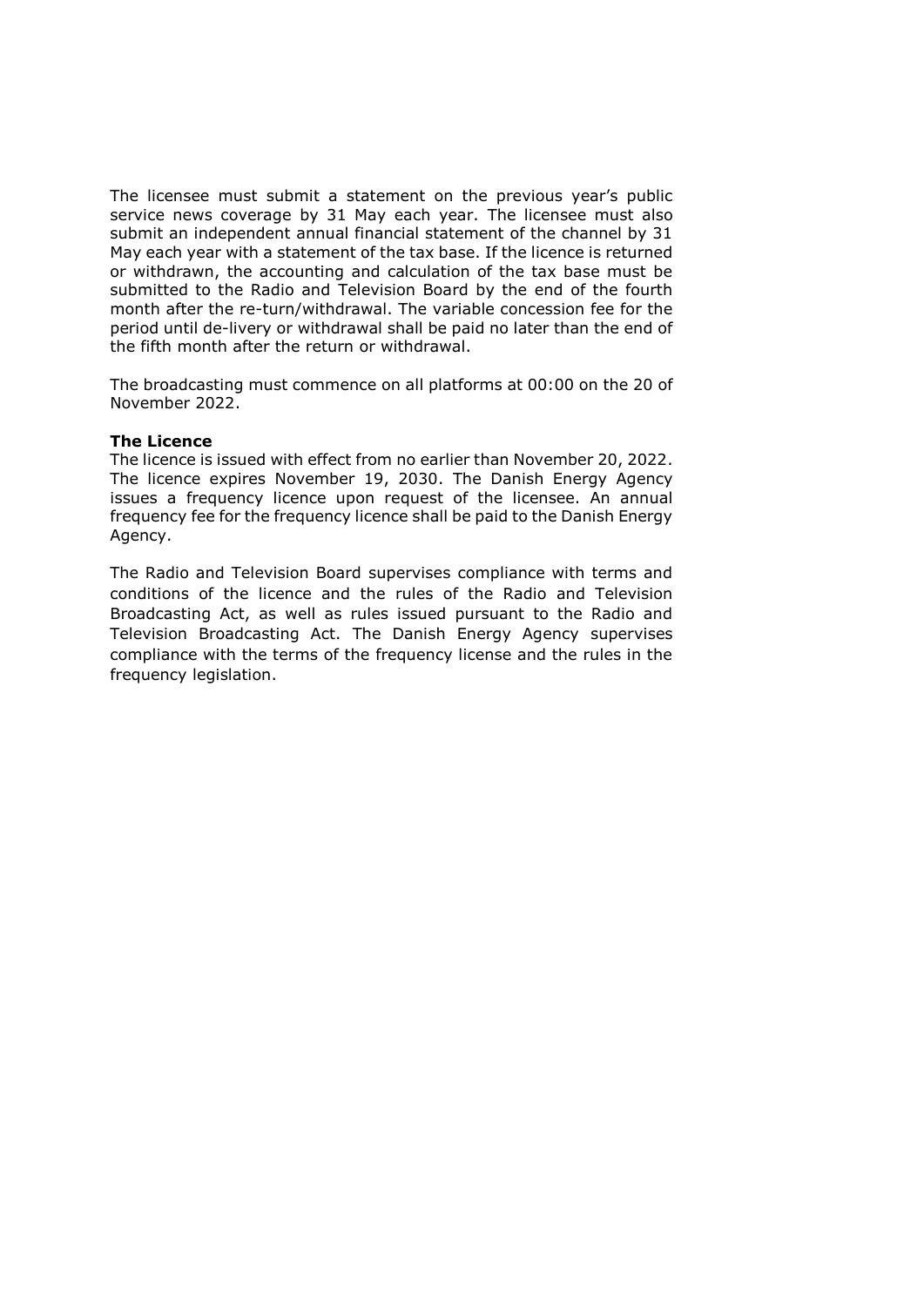The licensee must submit a statement on the previous year's public service news coverage by 31 May each year. The licensee must also submit an independent annual financial statement of the channel by 31 May each year with a statement of the tax base. If the licence is returned or withdrawn, the accounting and calculation of the tax base must be submitted to the Radio and Television Board by the end of the fourth month after the re-turn/withdrawal. The variable concession fee for the period until de-livery or withdrawal shall be paid no later than the end of the fifth month after the return or withdrawal.

The broadcasting must commence on all platforms at 00:00 on the 20 of November 2022.

**The Licence**

The licence is issued with effect from no earlier than November 20, 2022. The licence expires November 19, 2030. The Danish Energy Agency issues a frequency licence upon request of the licensee. An annual frequency fee for the frequency licence shall be paid to the Danish Energy Agency.

The Radio and Television Board supervises compliance with terms and conditions of the licence and the rules of the Radio and Television Broadcasting Act, as well as rules issued pursuant to the Radio and Television Broadcasting Act. The Danish Energy Agency supervises compliance with the terms of the frequency license and the rules in the frequency legislation.